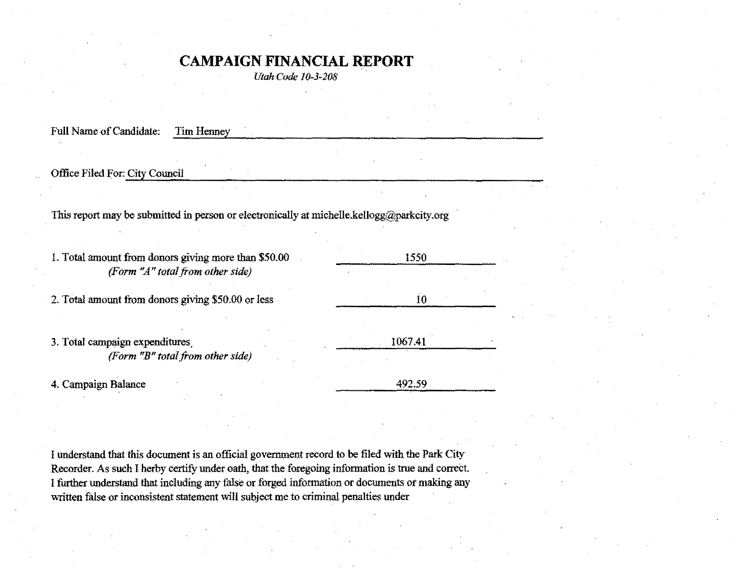# CAMPAIGN FINANCIAL REPORT

*Utah Code 10-3-208*

Full Name of Candidate: Tim Henney

Office Filed For: City Council

This report may be submitted in person or electronically at michelle.kellogg@parkcity.org

| | |
|---|---|
| 1. Total amount from donors giving more than $50.00 *(Form "A" total from other side)* | 1550 |
| 2. Total amount from donors giving $50.00 or less | 10 |
| 3. Total campaign expenditures *(Form "B" total from other side)* | 1067.41 |
| 4. Campaign Balance | 492.59 |

I understand that this document is an official government record to be filed with the Park City Recorder. As such I herby certify under oath, that the foregoing information is true and correct. I further understand that including any false or forged information or documents or making any written false or inconsistent statement will subject me to criminal penalties under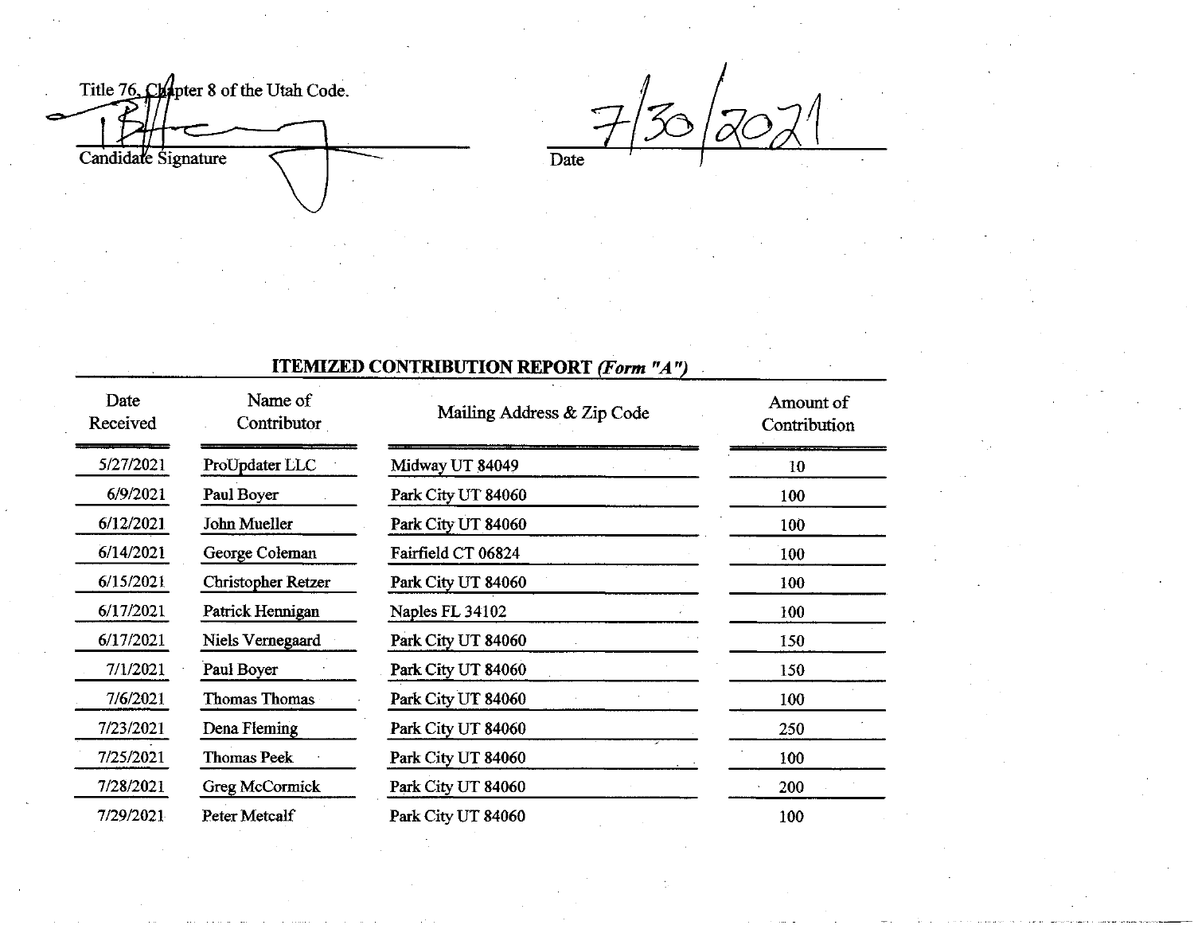Title 76, Chapter 8 of the Utah Code.

Candidate Signature

7/30/2021

Date

## ITEMIZED CONTRIBUTION REPORT *(Form "A")*

| Date Received | Name of Contributor | Mailing Address & Zip Code | Amount of Contribution |
|---|---|---|---|
| 5/27/2021 | ProUpdater LLC | Midway UT 84049 | 10 |
| 6/9/2021 | Paul Boyer | Park City UT 84060 | 100 |
| 6/12/2021 | John Mueller | Park City UT 84060 | 100 |
| 6/14/2021 | George Coleman | Fairfield CT 06824 | 100 |
| 6/15/2021 | Christopher Retzer | Park City UT 84060 | 100 |
| 6/17/2021 | Patrick Hennigan | Naples FL 34102 | 100 |
| 6/17/2021 | Niels Vernegaard | Park City UT 84060 | 150 |
| 7/1/2021 | Paul Boyer | Park City UT 84060 | 150 |
| 7/6/2021 | Thomas Thomas | Park City UT 84060 | 100 |
| 7/23/2021 | Dena Fleming | Park City UT 84060 | 250 |
| 7/25/2021 | Thomas Peek | Park City UT 84060 | 100 |
| 7/28/2021 | Greg McCormick | Park City UT 84060 | 200 |
| 7/29/2021 | Peter Metcalf | Park City UT 84060 | 100 |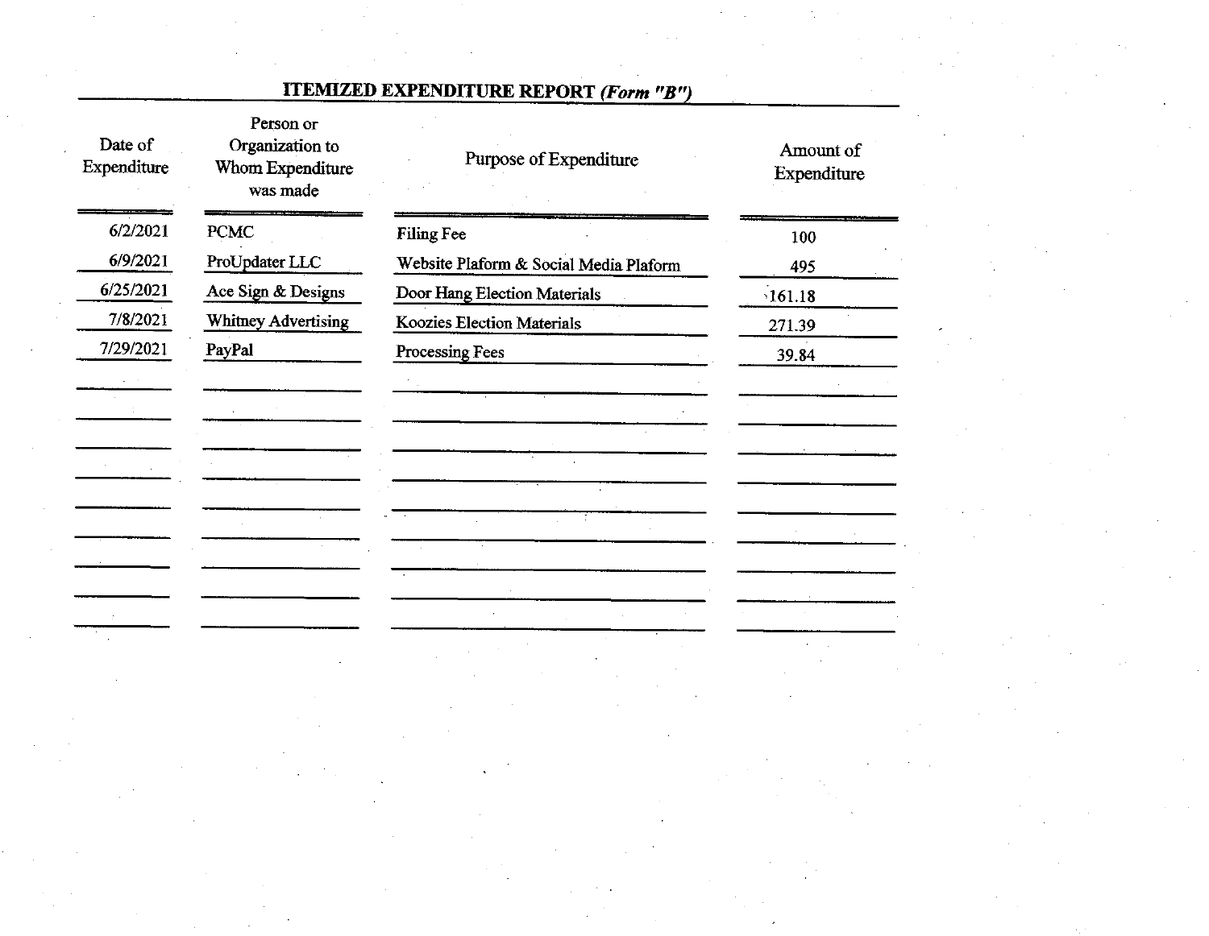## ITEMIZED EXPENDITURE REPORT *(Form "B")*

| Date of Expenditure | Person or Organization to Whom Expenditure was made | Purpose of Expenditure | Amount of Expenditure |
|---|---|---|---|
| 6/2/2021 | PCMC | Filing Fee | 100 |
| 6/9/2021 | ProUpdater LLC | Website Plaform & Social Media Plaform | 495 |
| 6/25/2021 | Ace Sign & Designs | Door Hang Election Materials | 161.18 |
| 7/8/2021 | Whitney Advertising | Koozies Election Materials | 271.39 |
| 7/29/2021 | PayPal | Processing Fees | 39.84 |
| | | | |
| | | | |
| | | | |
| | | | |
| | | | |
| | | | |
| | | | |
| | | | |
| | | | |